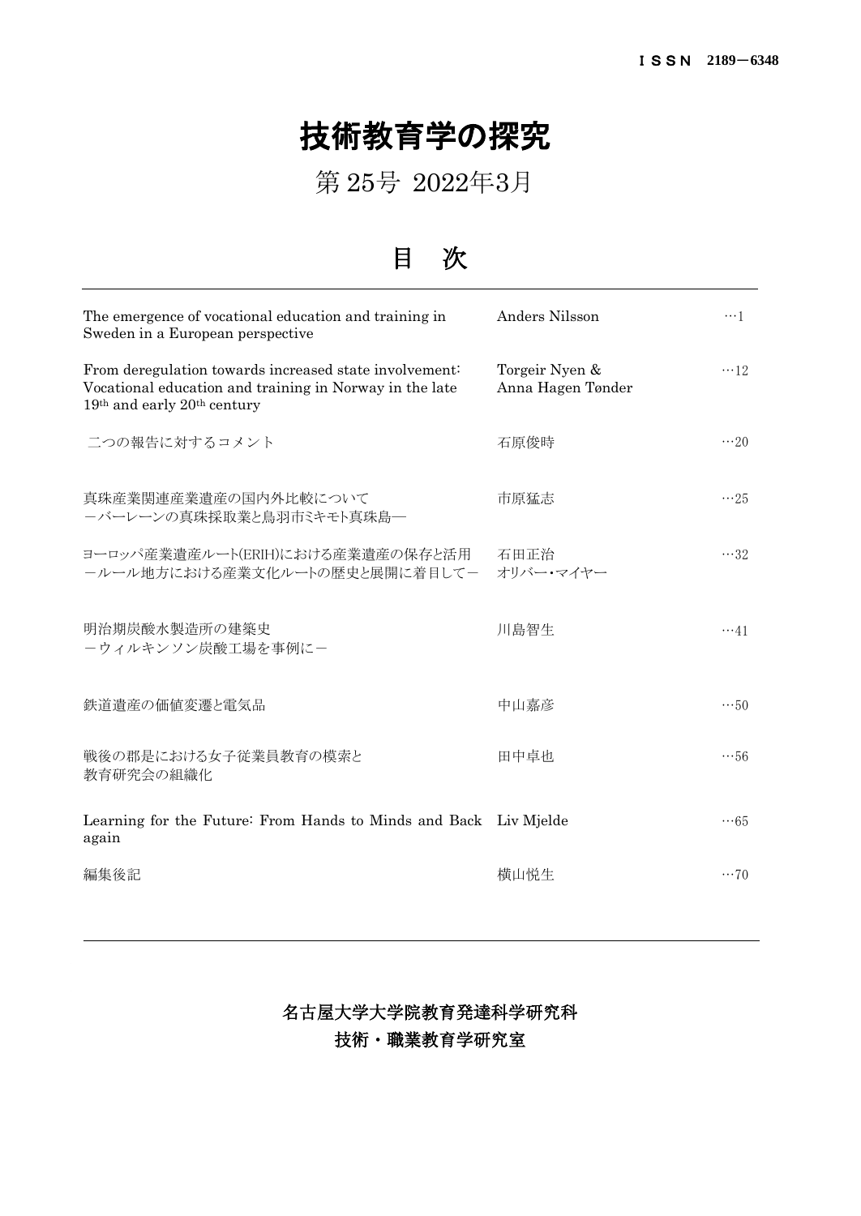ＩＳＳＮ 2189－6348

# 技術教育学の探究

## 第 25号 2022年3月

## 目　次

| | | |
|---|---|---|
| The emergence of vocational education and training in Sweden in a European perspective | Anders Nilsson | …1 |
| From deregulation towards increased state involvement: Vocational education and training in Norway in the late 19th and early 20th century | Torgeir Nyen & Anna Hagen Tønder | …12 |
| 二つの報告に対するコメント | 石原俊時 | …20 |
| 真珠産業関連産業遺産の国内外比較について －バーレーンの真珠採取業と鳥羽市ミキモト真珠島― | 市原猛志 | …25 |
| ヨーロッパ産業遺産ルート(ERIH)における産業遺産の保存と活用 －ルール地方における産業文化ルートの歴史と展開に着目して－ | 石田正治 オリバー・マイヤー | …32 |
| 明治期炭酸水製造所の建築史 －ウィルキンソン炭酸工場を事例に－ | 川島智生 | …41 |
| 鉄道遺産の価値変遷と電気品 | 中山嘉彦 | …50 |
| 戦後の郡是における女子従業員教育の模索と教育研究会の組織化 | 田中卓也 | …56 |
| Learning for the Future: From Hands to Minds and Back again | Liv Mjelde | …65 |
| 編集後記 | 横山悦生 | …70 |

名古屋大学大学院教育発達科学研究科

技術・職業教育学研究室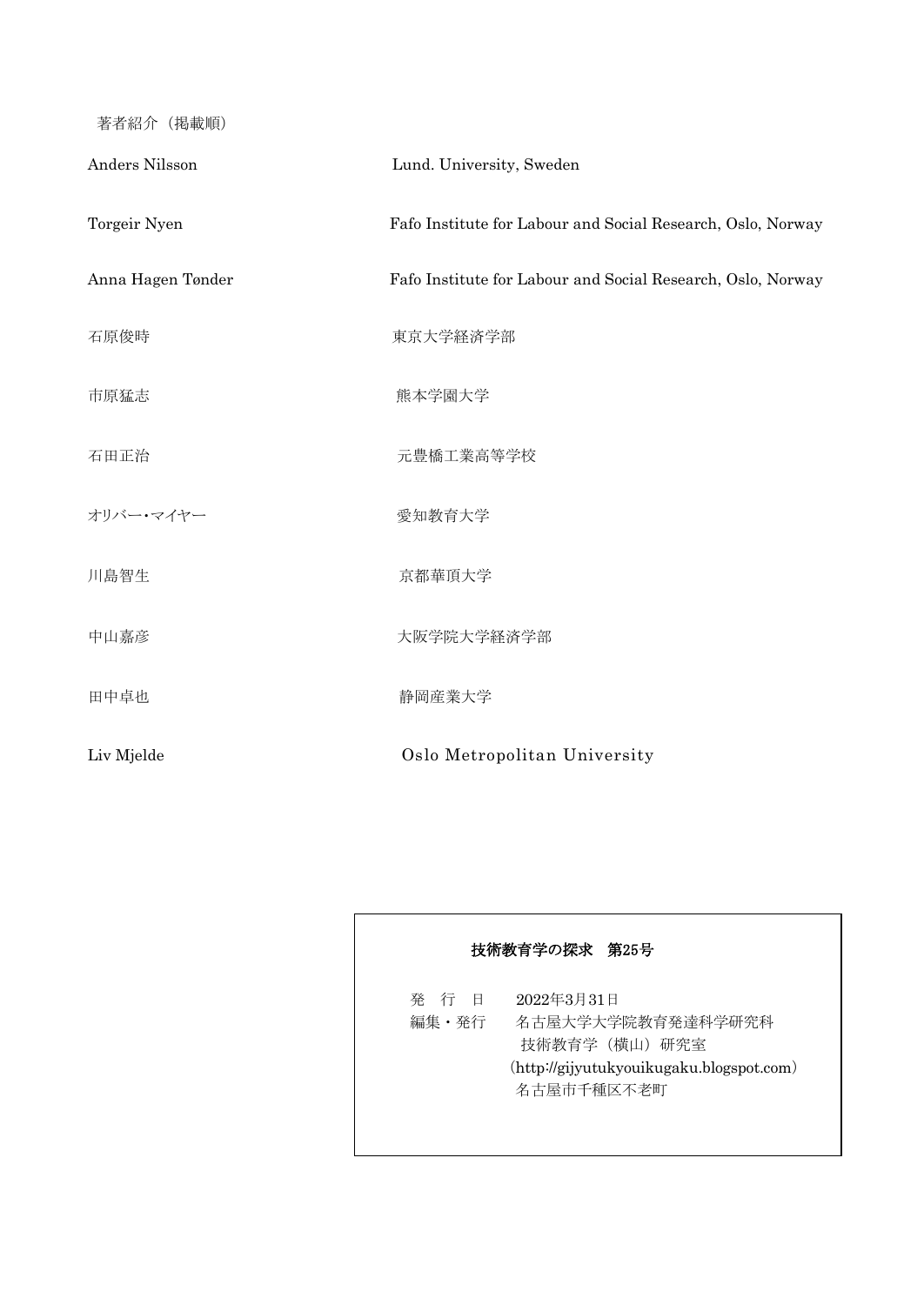著者紹介（掲載順）

| | |
|---|---|
| Anders Nilsson | Lund. University, Sweden |
| Torgeir Nyen | Fafo Institute for Labour and Social Research, Oslo, Norway |
| Anna Hagen Tønder | Fafo Institute for Labour and Social Research, Oslo, Norway |
| 石原俊時 | 東京大学経済学部 |
| 市原猛志 | 熊本学園大学 |
| 石田正治 | 元豊橋工業高等学校 |
| オリバー・マイヤー | 愛知教育大学 |
| 川島智生 | 京都華頂大学 |
| 中山嘉彦 | 大阪学院大学経済学部 |
| 田中卓也 | 静岡産業大学 |
| Liv Mjelde | Oslo Metropolitan University |

**技術教育学の探求　第25号**

発　行　日　　2022年3月31日

編集・発行　　名古屋大学大学院教育発達科学研究科
技術教育学（横山）研究室
（http://gijyutukyouikugaku.blogspot.com）
名古屋市千種区不老町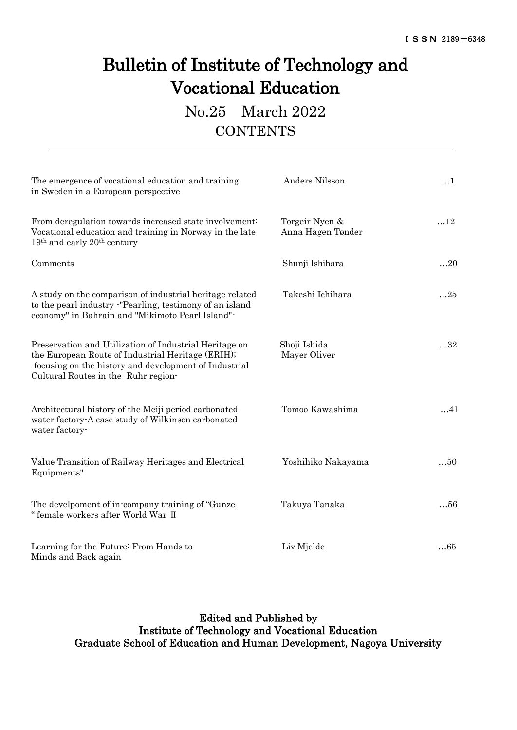ＩＳＳＮ 2189－6348

# Bulletin of Institute of Technology and Vocational Education

## No.25　March 2022

## CONTENTS

---

| | | |
|---|---|---|
| The emergence of vocational education and training in Sweden in a European perspective | Anders Nilsson | …1 |
| From deregulation towards increased state involvement: Vocational education and training in Norway in the late 19th and early 20th century | Torgeir Nyen & Anna Hagen Tønder | …12 |
| Comments | Shunji Ishihara | …20 |
| A study on the comparison of industrial heritage related to the pearl industry -"Pearling, testimony of an island economy" in Bahrain and "Mikimoto Pearl Island"- | Takeshi Ichihara | …25 |
| Preservation and Utilization of Industrial Heritage on the European Route of Industrial Heritage (ERIH); -focusing on the history and development of Industrial Cultural Routes in the Ruhr region- | Shoji Ishida<br>Mayer Oliver | …32 |
| Architectural history of the Meiji period carbonated water factory-A case study of Wilkinson carbonated water factory- | Tomoo Kawashima | …41 |
| Value Transition of Railway Heritages and Electrical Equipments" | Yoshihiko Nakayama | …50 |
| The develpoment of in-company training of "Gunze " female workers after World War Ⅱ | Takuya Tanaka | …56 |
| Learning for the Future: From Hands to Minds and Back again | Liv Mjelde | …65 |

**Edited and Published by**
**Institute of Technology and Vocational Education**
**Graduate School of Education and Human Development, Nagoya University**